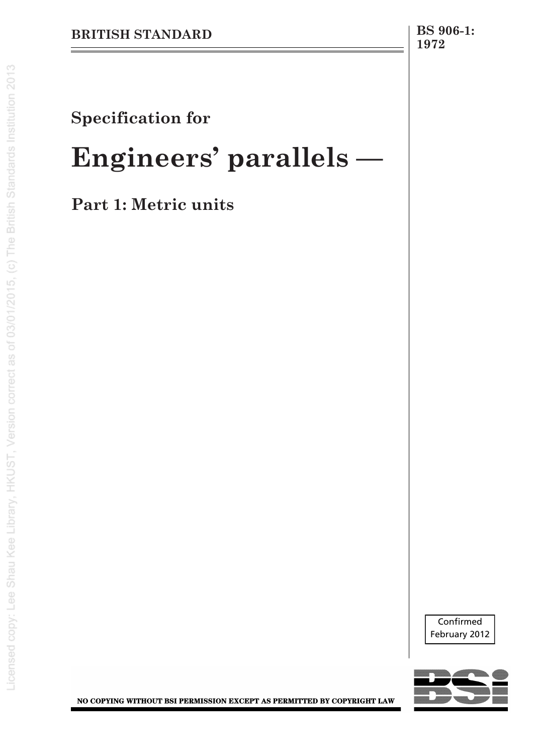BRITISH STANDARD

BS 906-1:
1972

Specification for

# Engineers' parallels —

## Part 1: Metric units

Confirmed
February 2012

NO COPYING WITHOUT BSI PERMISSION EXCEPT AS PERMITTED BY COPYRIGHT LAW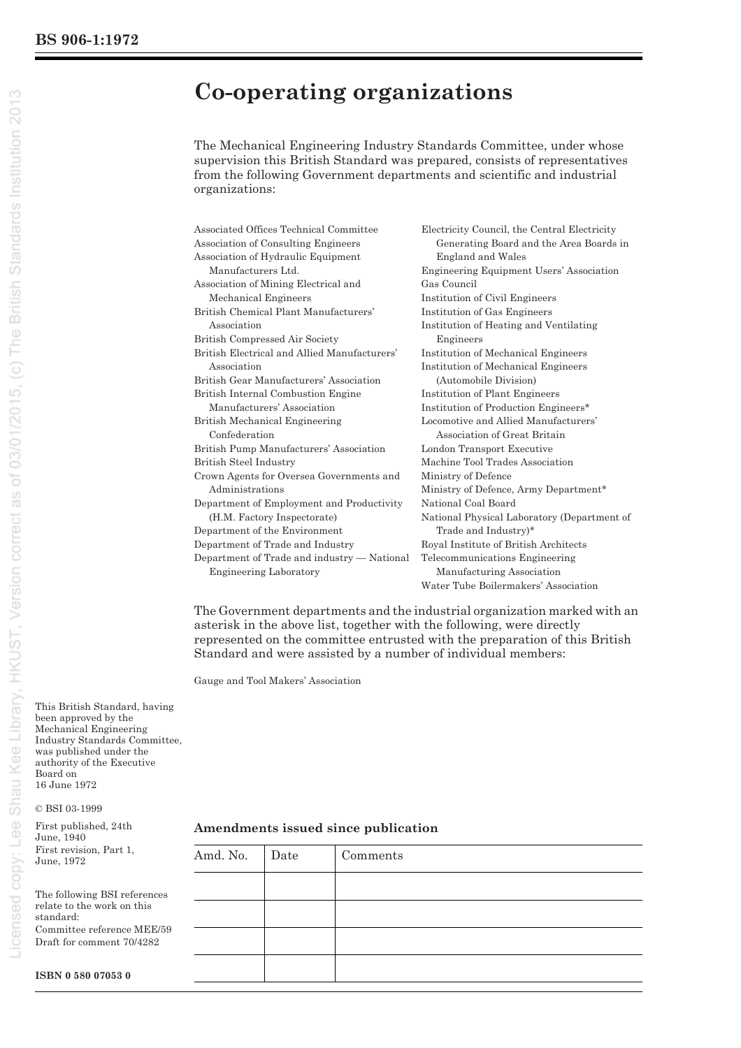# Co-operating organizations

The Mechanical Engineering Industry Standards Committee, under whose supervision this British Standard was prepared, consists of representatives from the following Government departments and scientific and industrial organizations:

Associated Offices Technical Committee
Association of Consulting Engineers
Association of Hydraulic Equipment Manufacturers Ltd.
Association of Mining Electrical and Mechanical Engineers
British Chemical Plant Manufacturers' Association
British Compressed Air Society
British Electrical and Allied Manufacturers' Association
British Gear Manufacturers' Association
British Internal Combustion Engine Manufacturers' Association
British Mechanical Engineering Confederation
British Pump Manufacturers' Association
British Steel Industry
Crown Agents for Oversea Governments and Administrations
Department of Employment and Productivity (H.M. Factory Inspectorate)
Department of the Environment
Department of Trade and Industry
Department of Trade and industry — National Engineering Laboratory
Electricity Council, the Central Electricity Generating Board and the Area Boards in England and Wales
Engineering Equipment Users' Association
Gas Council
Institution of Civil Engineers
Institution of Gas Engineers
Institution of Heating and Ventilating Engineers
Institution of Mechanical Engineers
Institution of Mechanical Engineers (Automobile Division)
Institution of Plant Engineers
Institution of Production Engineers*
Locomotive and Allied Manufacturers' Association of Great Britain
London Transport Executive
Machine Tool Trades Association
Ministry of Defence
Ministry of Defence, Army Department*
National Coal Board
National Physical Laboratory (Department of Trade and Industry)*
Royal Institute of British Architects
Telecommunications Engineering Manufacturing Association
Water Tube Boilermakers' Association

The Government departments and the industrial organization marked with an asterisk in the above list, together with the following, were directly represented on the committee entrusted with the preparation of this British Standard and were assisted by a number of individual members:

Gauge and Tool Makers' Association

This British Standard, having been approved by the Mechanical Engineering Industry Standards Committee, was published under the authority of the Executive Board on 16 June 1972

© BSI 03-1999

First published, 24th June, 1940
First revision, Part 1, June, 1972

The following BSI references relate to the work on this standard:
Committee reference MEE/59
Draft for comment 70/4282

**ISBN 0 580 07053 0**

**Amendments issued since publication**

| Amd. No. | Date | Comments |
| --- | --- | --- |
| | | |
| | | |
| | | |
| | | |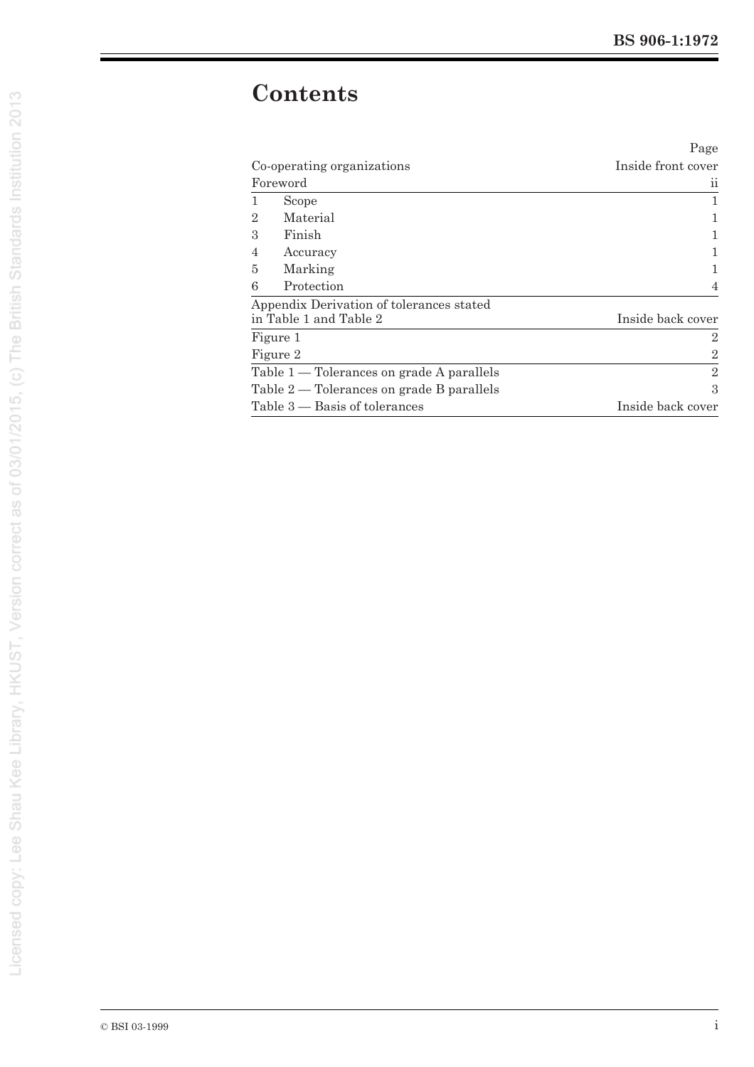# Contents

| | Page |
|---|---|
| Co-operating organizations | Inside front cover |
| Foreword | ii |
| 1 Scope | 1 |
| 2 Material | 1 |
| 3 Finish | 1 |
| 4 Accuracy | 1 |
| 5 Marking | 1 |
| 6 Protection | 4 |
| Appendix Derivation of tolerances stated in Table 1 and Table 2 | Inside back cover |
| Figure 1 | 2 |
| Figure 2 | 2 |
| Table 1 — Tolerances on grade A parallels | 2 |
| Table 2 — Tolerances on grade B parallels | 3 |
| Table 3 — Basis of tolerances | Inside back cover |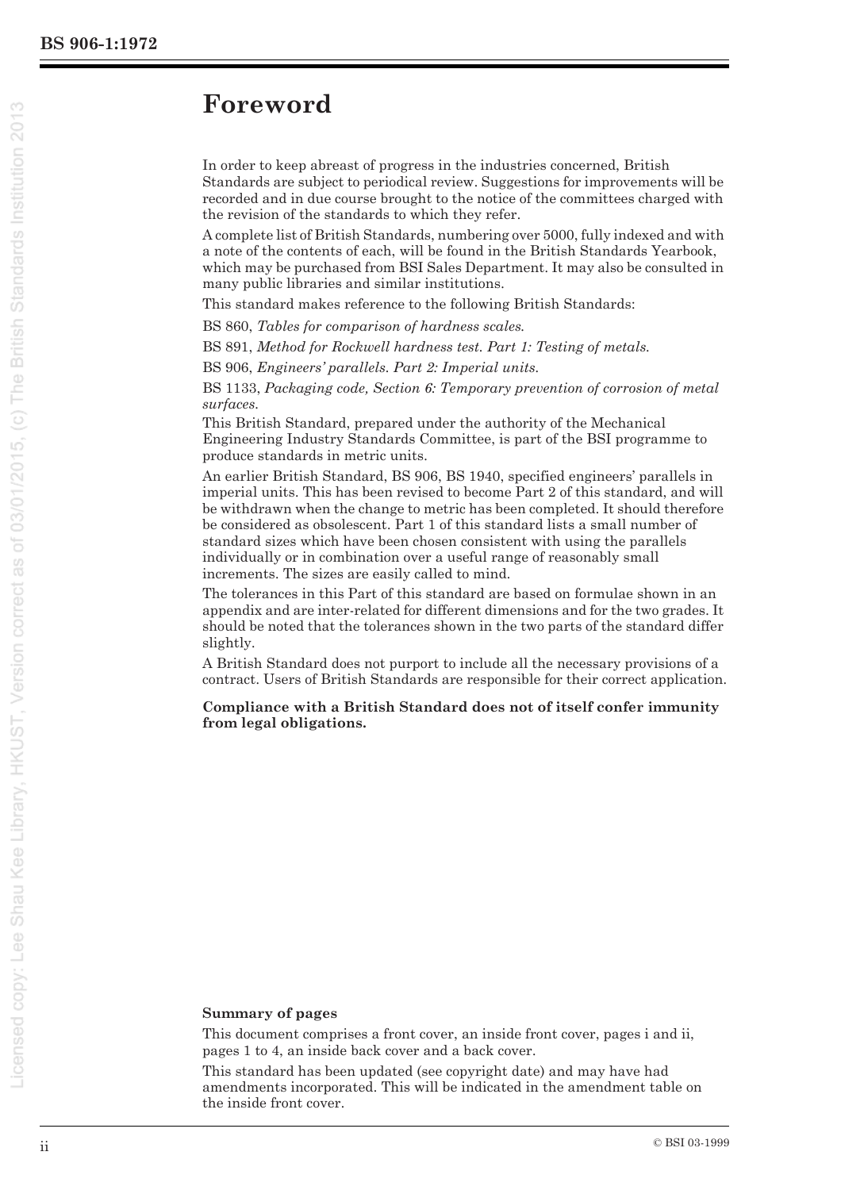# Foreword

In order to keep abreast of progress in the industries concerned, British Standards are subject to periodical review. Suggestions for improvements will be recorded and in due course brought to the notice of the committees charged with the revision of the standards to which they refer.

A complete list of British Standards, numbering over 5000, fully indexed and with a note of the contents of each, will be found in the British Standards Yearbook, which may be purchased from BSI Sales Department. It may also be consulted in many public libraries and similar institutions.

This standard makes reference to the following British Standards:

BS 860, *Tables for comparison of hardness scales.*

BS 891, *Method for Rockwell hardness test. Part 1: Testing of metals.*

BS 906, *Engineers' parallels. Part 2: Imperial units.*

BS 1133, *Packaging code, Section 6: Temporary prevention of corrosion of metal surfaces.*

This British Standard, prepared under the authority of the Mechanical Engineering Industry Standards Committee, is part of the BSI programme to produce standards in metric units.

An earlier British Standard, BS 906, BS 1940, specified engineers' parallels in imperial units. This has been revised to become Part 2 of this standard, and will be withdrawn when the change to metric has been completed. It should therefore be considered as obsolescent. Part 1 of this standard lists a small number of standard sizes which have been chosen consistent with using the parallels individually or in combination over a useful range of reasonably small increments. The sizes are easily called to mind.

The tolerances in this Part of this standard are based on formulae shown in an appendix and are inter-related for different dimensions and for the two grades. It should be noted that the tolerances shown in the two parts of the standard differ slightly.

A British Standard does not purport to include all the necessary provisions of a contract. Users of British Standards are responsible for their correct application.

**Compliance with a British Standard does not of itself confer immunity from legal obligations.**

**Summary of pages**

This document comprises a front cover, an inside front cover, pages i and ii, pages 1 to 4, an inside back cover and a back cover.

This standard has been updated (see copyright date) and may have had amendments incorporated. This will be indicated in the amendment table on the inside front cover.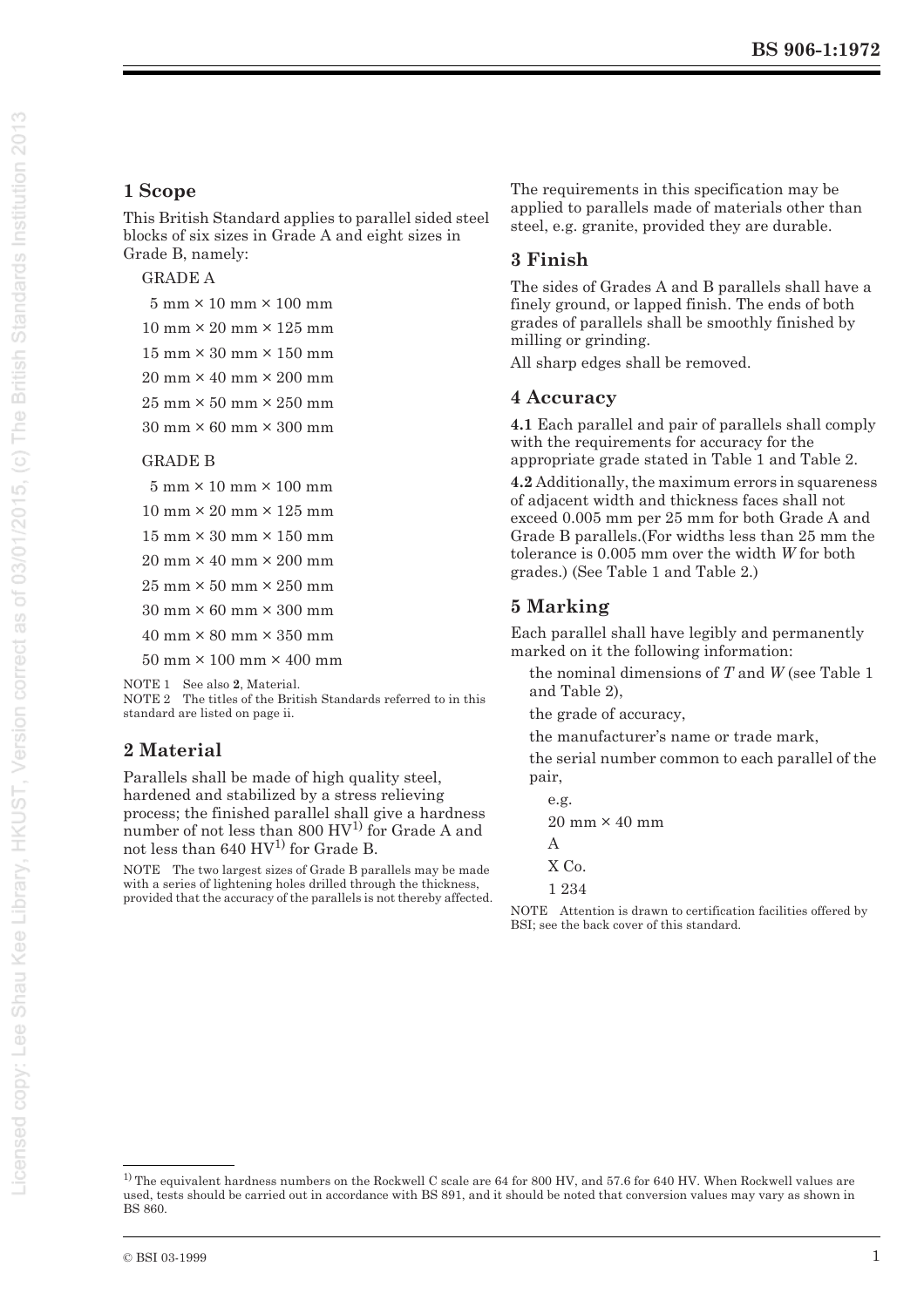## 1 Scope

This British Standard applies to parallel sided steel blocks of six sizes in Grade A and eight sizes in Grade B, namely:

GRADE A

5 mm × 10 mm × 100 mm

10 mm × 20 mm × 125 mm

15 mm × 30 mm × 150 mm

20 mm × 40 mm × 200 mm

25 mm × 50 mm × 250 mm

30 mm × 60 mm × 300 mm

GRADE B

5 mm × 10 mm × 100 mm

10 mm × 20 mm × 125 mm

15 mm × 30 mm × 150 mm

20 mm × 40 mm × 200 mm

25 mm × 50 mm × 250 mm

30 mm × 60 mm × 300 mm

40 mm × 80 mm × 350 mm

50 mm × 100 mm × 400 mm

NOTE 1 See also **2**, Material.
NOTE 2 The titles of the British Standards referred to in this standard are listed on page ii.

## 2 Material

Parallels shall be made of high quality steel, hardened and stabilized by a stress relieving process; the finished parallel shall give a hardness number of not less than 800 HV[1)] for Grade A and not less than 640 HV[1)] for Grade B.

NOTE The two largest sizes of Grade B parallels may be made with a series of lightening holes drilled through the thickness, provided that the accuracy of the parallels is not thereby affected.

The requirements in this specification may be applied to parallels made of materials other than steel, e.g. granite, provided they are durable.

## 3 Finish

The sides of Grades A and B parallels shall have a finely ground, or lapped finish. The ends of both grades of parallels shall be smoothly finished by milling or grinding.

All sharp edges shall be removed.

## 4 Accuracy

**4.1** Each parallel and pair of parallels shall comply with the requirements for accuracy for the appropriate grade stated in Table 1 and Table 2.

**4.2** Additionally, the maximum errors in squareness of adjacent width and thickness faces shall not exceed 0.005 mm per 25 mm for both Grade A and Grade B parallels.(For widths less than 25 mm the tolerance is 0.005 mm over the width *W* for both grades.) (See Table 1 and Table 2.)

## 5 Marking

Each parallel shall have legibly and permanently marked on it the following information:

the nominal dimensions of *T* and *W* (see Table 1 and Table 2),

the grade of accuracy,

the manufacturer's name or trade mark,

the serial number common to each parallel of the pair,

e.g.

20 mm × 40 mm

A

X Co.

1 234

NOTE Attention is drawn to certification facilities offered by BSI; see the back cover of this standard.

---

[1)] The equivalent hardness numbers on the Rockwell C scale are 64 for 800 HV, and 57.6 for 640 HV. When Rockwell values are used, tests should be carried out in accordance with BS 891, and it should be noted that conversion values may vary as shown in BS 860.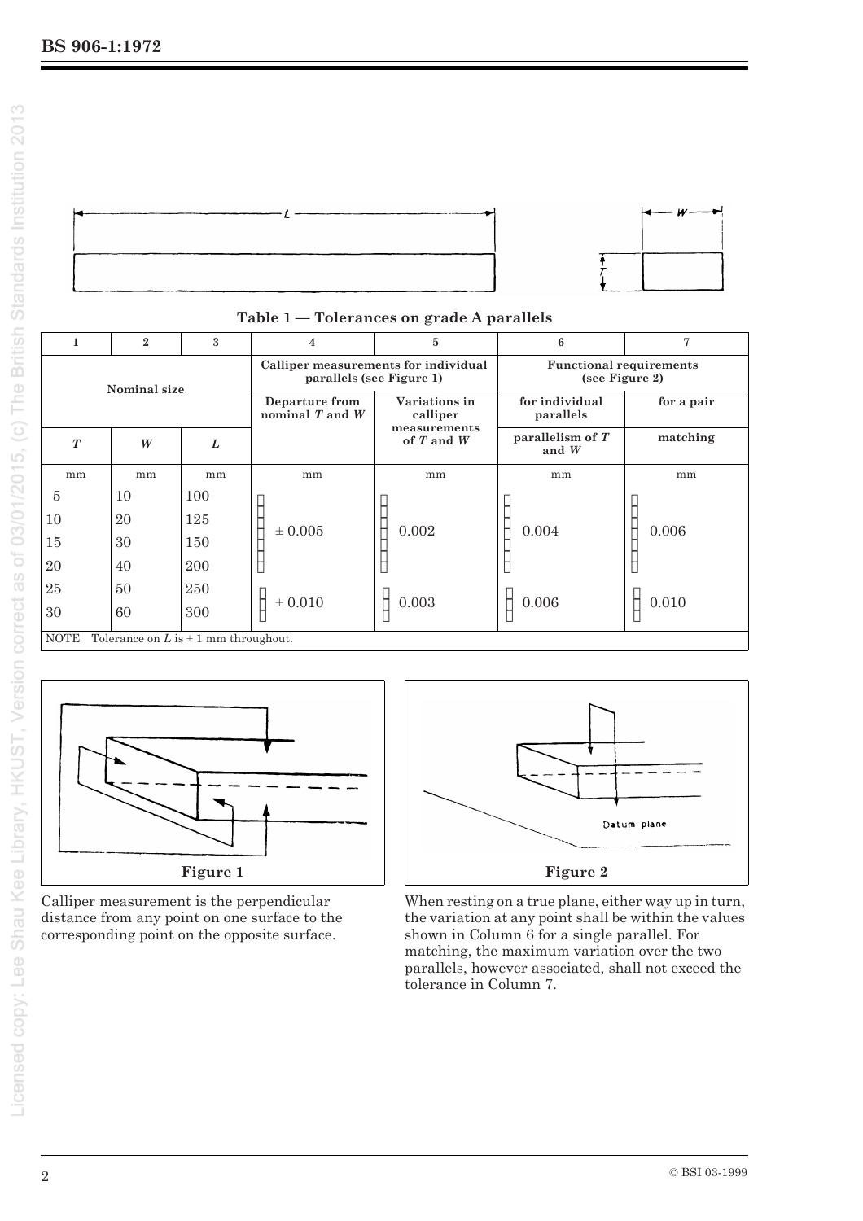**Table 1 — Tolerances on grade A parallels**

| 1 | 2 | 3 | 4 | 5 | 6 | 7 |
|---|---|---|---|---|---|---|
| Nominal size | | | Calliper measurements for individual parallels (see Figure 1) | | Functional requirements (see Figure 2) | |
| | | | Departure from nominal $T$ and $W$ | Variations in calliper measurements of $T$ and $W$ | for individual parallels | for a pair |
| $T$ | $W$ | $L$ | | | parallelism of $T$ and $W$ | matching |
| mm | mm | mm | mm | mm | mm | mm |
| 5 | 10 | 100 | ± 0.005 | 0.002 | 0.004 | 0.006 |
| 10 | 20 | 125 | | | | |
| 15 | 30 | 150 | | | | |
| 20 | 40 | 200 | | | | |
| 25 | 50 | 250 | ± 0.010 | 0.003 | 0.006 | 0.010 |
| 30 | 60 | 300 | | | | |

NOTE Tolerance on $L$ is ± 1 mm throughout.

Figure 1

Calliper measurement is the perpendicular distance from any point on one surface to the corresponding point on the opposite surface.

Figure 2

When resting on a true plane, either way up in turn, the variation at any point shall be within the values shown in Column 6 for a single parallel. For matching, the maximum variation over the two parallels, however associated, shall not exceed the tolerance in Column 7.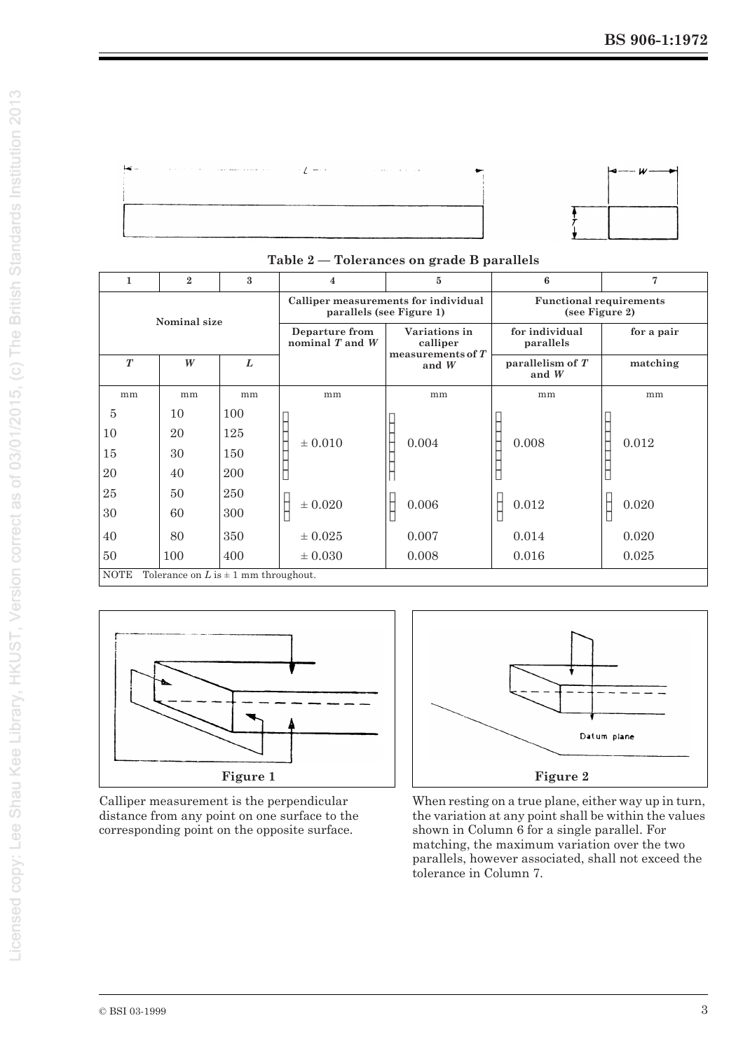**Table 2 — Tolerances on grade B parallels**

| 1 | 2 | 3 | 4 | 5 | 6 | 7 |
|---|---|---|---|---|---|---|
| Nominal size | | | Calliper measurements for individual parallels (see Figure 1) | | Functional requirements (see Figure 2) | |
| | | | Departure from nominal $T$ and $W$ | Variations in calliper measurements of $T$ and $W$ | for individual parallels | for a pair |
| $T$ | $W$ | $L$ | | | parallelism of $T$ and $W$ | matching |
| mm | mm | mm | mm | mm | mm | mm |
| 5 | 10 | 100 | ± 0.010 | 0.004 | 0.008 | 0.012 |
| 10 | 20 | 125 | | | | |
| 15 | 30 | 150 | | | | |
| 20 | 40 | 200 | | | | |
| 25 | 50 | 250 | ± 0.020 | 0.006 | 0.012 | 0.020 |
| 30 | 60 | 300 | | | | |
| 40 | 80 | 350 | ± 0.025 | 0.007 | 0.014 | 0.020 |
| 50 | 100 | 400 | ± 0.030 | 0.008 | 0.016 | 0.025 |
| NOTE Tolerance on $L$ is ± 1 mm throughout. | | | | | | |

**Figure 1**

Calliper measurement is the perpendicular distance from any point on one surface to the corresponding point on the opposite surface.

**Figure 2**

When resting on a true plane, either way up in turn, the variation at any point shall be within the values shown in Column 6 for a single parallel. For matching, the maximum variation over the two parallels, however associated, shall not exceed the tolerance in Column 7.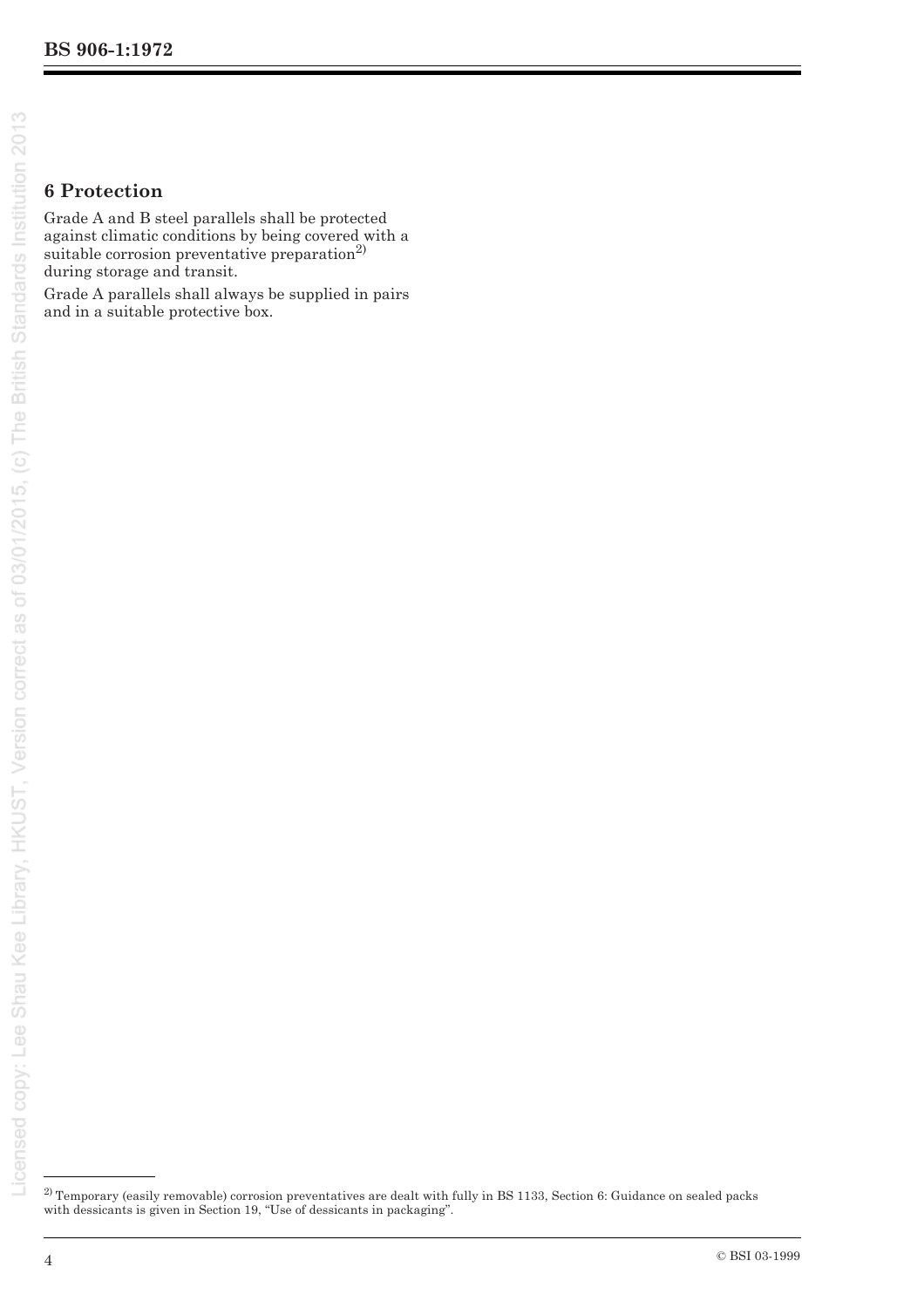## 6 Protection

Grade A and B steel parallels shall be protected against climatic conditions by being covered with a suitable corrosion preventative preparation[2] during storage and transit.

Grade A parallels shall always be supplied in pairs and in a suitable protective box.

---

[2] Temporary (easily removable) corrosion preventatives are dealt with fully in BS 1133, Section 6: Guidance on sealed packs with dessicants is given in Section 19, "Use of dessicants in packaging".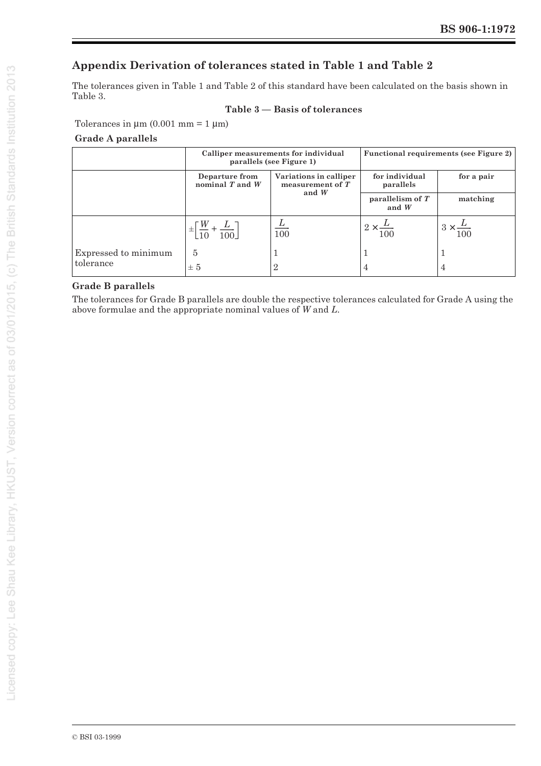## Appendix Derivation of tolerances stated in Table 1 and Table 2

The tolerances given in Table 1 and Table 2 of this standard have been calculated on the basis shown in Table 3.

**Table 3 — Basis of tolerances**

Tolerances in μm (0.001 mm = 1 μm)

**Grade A parallels**

| | Calliper measurements for individual parallels (see Figure 1) | | Functional requirements (see Figure 2) | |
|---|---|---|---|---|
| | Departure from nominal $T$ and $W$ | Variations in calliper measurement of $T$ and $W$ | for individual parallels | for a pair |
| | | | parallelism of $T$ and $W$ | matching |
| | $\pm\left[\frac{W}{10}+\frac{L}{100}\right]$ | $\frac{L}{100}$ | $2\times\frac{L}{100}$ | $3\times\frac{L}{100}$ |
| Expressed to minimum tolerance | 5<br>± 5 | 1<br>2 | 1<br>4 | 1<br>4 |

**Grade B parallels**

The tolerances for Grade B parallels are double the respective tolerances calculated for Grade A using the above formulae and the appropriate nominal values of $W$ and $L$.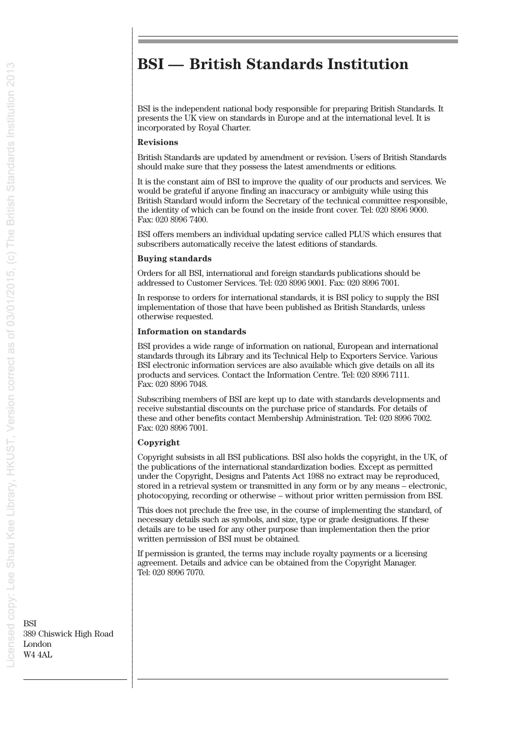# BSI — British Standards Institution

BSI is the independent national body responsible for preparing British Standards. It presents the UK view on standards in Europe and at the international level. It is incorporated by Royal Charter.

**Revisions**

British Standards are updated by amendment or revision. Users of British Standards should make sure that they possess the latest amendments or editions.

It is the constant aim of BSI to improve the quality of our products and services. We would be grateful if anyone finding an inaccuracy or ambiguity while using this British Standard would inform the Secretary of the technical committee responsible, the identity of which can be found on the inside front cover. Tel: 020 8996 9000. Fax: 020 8996 7400.

BSI offers members an individual updating service called PLUS which ensures that subscribers automatically receive the latest editions of standards.

**Buying standards**

Orders for all BSI, international and foreign standards publications should be addressed to Customer Services. Tel: 020 8996 9001. Fax: 020 8996 7001.

In response to orders for international standards, it is BSI policy to supply the BSI implementation of those that have been published as British Standards, unless otherwise requested.

**Information on standards**

BSI provides a wide range of information on national, European and international standards through its Library and its Technical Help to Exporters Service. Various BSI electronic information services are also available which give details on all its products and services. Contact the Information Centre. Tel: 020 8996 7111. Fax: 020 8996 7048.

Subscribing members of BSI are kept up to date with standards developments and receive substantial discounts on the purchase price of standards. For details of these and other benefits contact Membership Administration. Tel: 020 8996 7002. Fax: 020 8996 7001.

**Copyright**

Copyright subsists in all BSI publications. BSI also holds the copyright, in the UK, of the publications of the international standardization bodies. Except as permitted under the Copyright, Designs and Patents Act 1988 no extract may be reproduced, stored in a retrieval system or transmitted in any form or by any means – electronic, photocopying, recording or otherwise – without prior written permission from BSI.

This does not preclude the free use, in the course of implementing the standard, of necessary details such as symbols, and size, type or grade designations. If these details are to be used for any other purpose than implementation then the prior written permission of BSI must be obtained.

If permission is granted, the terms may include royalty payments or a licensing agreement. Details and advice can be obtained from the Copyright Manager. Tel: 020 8996 7070.

BSI
389 Chiswick High Road
London
W4 4AL